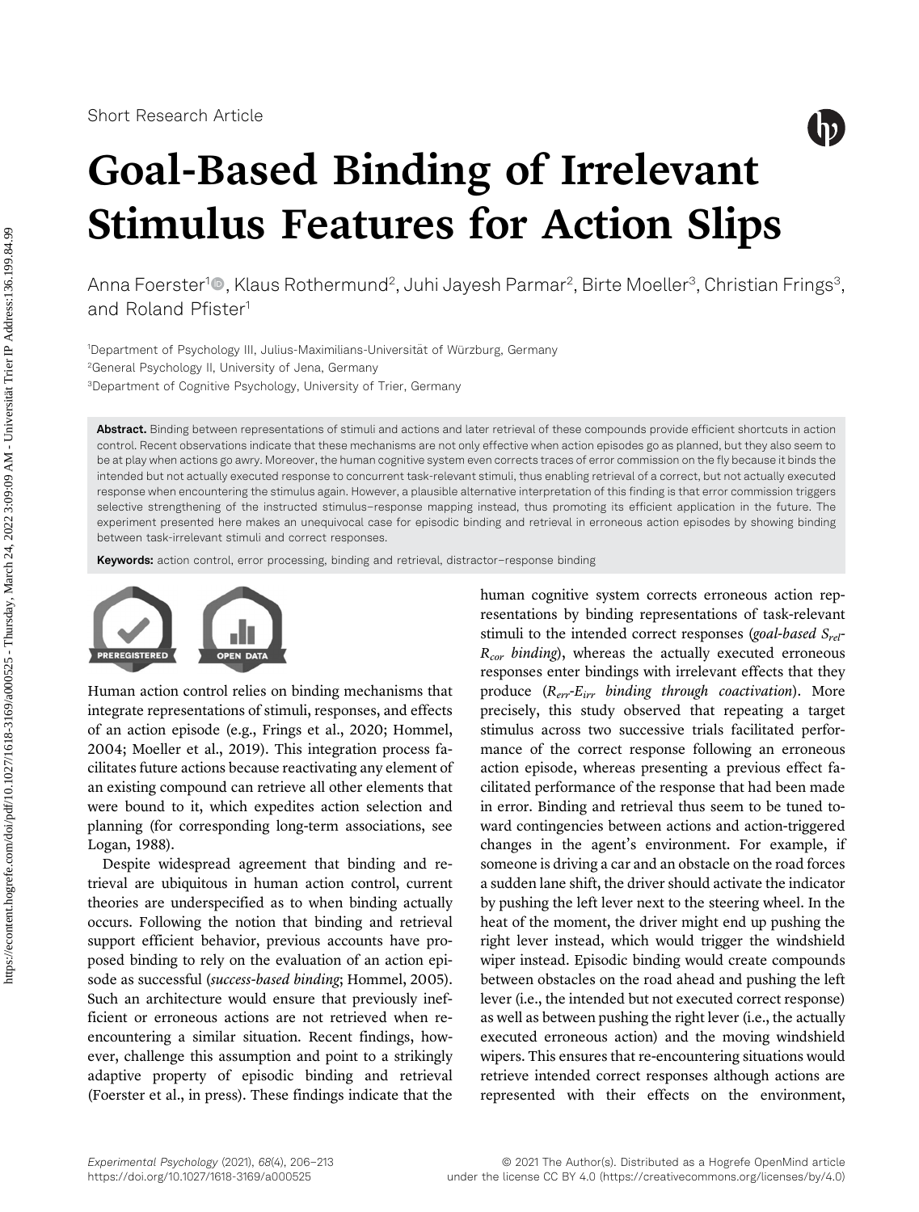Short Research Article

# Goal-Based Binding of Irrelevant Stimulus Features for Action Slips

Anna Foerster[1], Klaus Rothermund[2], Juhi Jayesh Parmar[2], Birte Moeller[3], Christian Frings[3], and Roland Pfister[1]

[1]Department of Psychology III, Julius-Maximilians-Universität of Würzburg, Germany
[2]General Psychology II, University of Jena, Germany
[3]Department of Cognitive Psychology, University of Trier, Germany

**Abstract.** Binding between representations of stimuli and actions and later retrieval of these compounds provide efficient shortcuts in action control. Recent observations indicate that these mechanisms are not only effective when action episodes go as planned, but they also seem to be at play when actions go awry. Moreover, the human cognitive system even corrects traces of error commission on the fly because it binds the intended but not actually executed response to concurrent task-relevant stimuli, thus enabling retrieval of a correct, but not actually executed response when encountering the stimulus again. However, a plausible alternative interpretation of this finding is that error commission triggers selective strengthening of the instructed stimulus–response mapping instead, thus promoting its efficient application in the future. The experiment presented here makes an unequivocal case for episodic binding and retrieval in erroneous action episodes by showing binding between task-irrelevant stimuli and correct responses.

**Keywords:** action control, error processing, binding and retrieval, distractor–response binding

PREREGISTERED    OPEN DATA

Human action control relies on binding mechanisms that integrate representations of stimuli, responses, and effects of an action episode (e.g., Frings et al., 2020; Hommel, 2004; Moeller et al., 2019). This integration process facilitates future actions because reactivating any element of an existing compound can retrieve all other elements that were bound to it, which expedites action selection and planning (for corresponding long-term associations, see Logan, 1988).

Despite widespread agreement that binding and retrieval are ubiquitous in human action control, current theories are underspecified as to when binding actually occurs. Following the notion that binding and retrieval support efficient behavior, previous accounts have proposed binding to rely on the evaluation of an action episode as successful (*success-based binding*; Hommel, 2005). Such an architecture would ensure that previously inefficient or erroneous actions are not retrieved when re-encountering a similar situation. Recent findings, however, challenge this assumption and point to a strikingly adaptive property of episodic binding and retrieval (Foerster et al., in press). These findings indicate that the human cognitive system corrects erroneous action representations by binding representations of task-relevant stimuli to the intended correct responses (*goal-based $S_{rel}$-$R_{cor}$ binding*), whereas the actually executed erroneous responses enter bindings with irrelevant effects that they produce (*$R_{err}$-$E_{irr}$ binding through coactivation*). More precisely, this study observed that repeating a target stimulus across two successive trials facilitated performance of the correct response following an erroneous action episode, whereas presenting a previous effect facilitated performance of the response that had been made in error. Binding and retrieval thus seem to be tuned toward contingencies between actions and action-triggered changes in the agent's environment. For example, if someone is driving a car and an obstacle on the road forces a sudden lane shift, the driver should activate the indicator by pushing the left lever next to the steering wheel. In the heat of the moment, the driver might end up pushing the right lever instead, which would trigger the windshield wiper instead. Episodic binding would create compounds between obstacles on the road ahead and pushing the left lever (i.e., the intended but not executed correct response) as well as between pushing the right lever (i.e., the actually executed erroneous action) and the moving windshield wipers. This ensures that re-encountering situations would retrieve intended correct responses although actions are represented with their effects on the environment,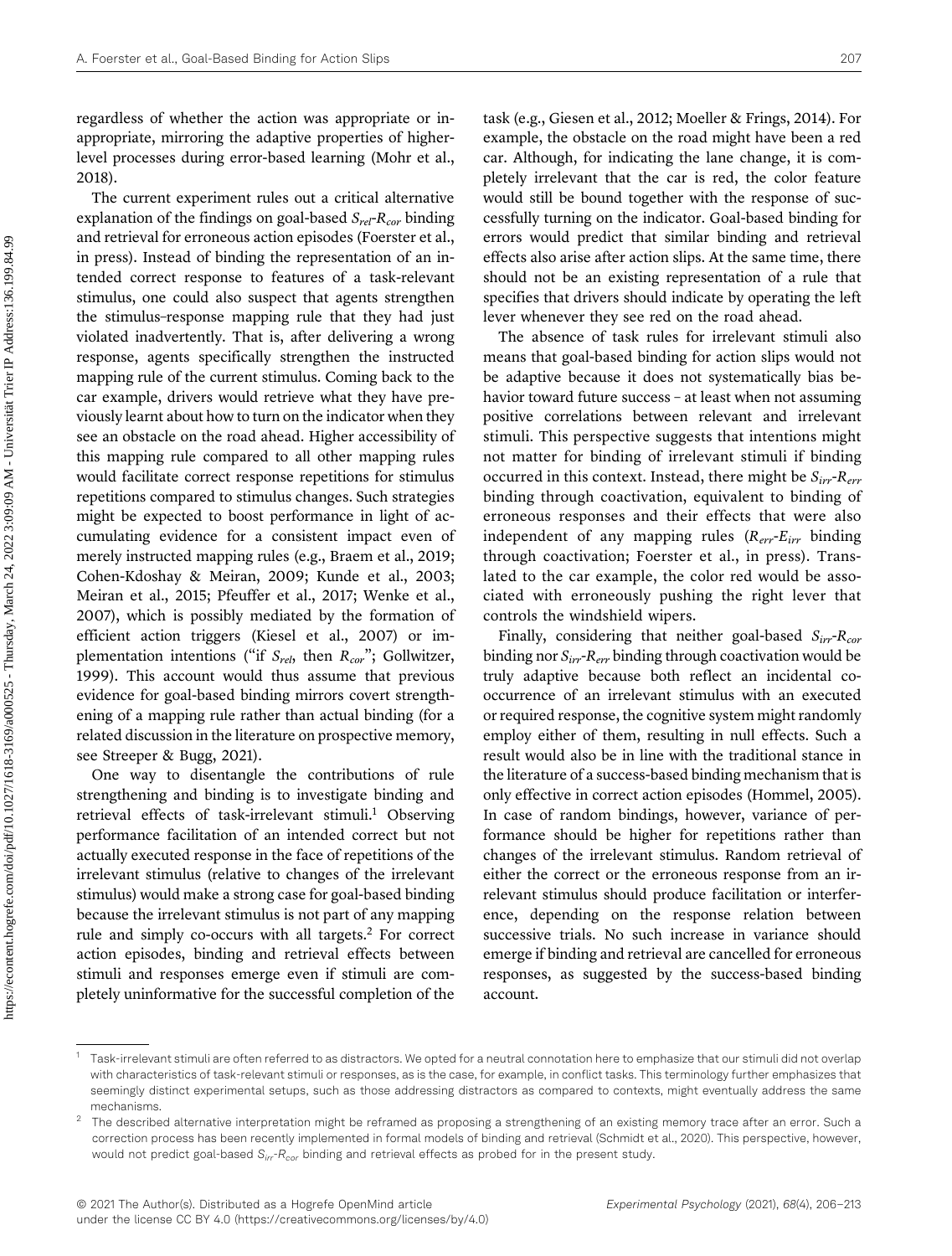regardless of whether the action was appropriate or inappropriate, mirroring the adaptive properties of higher-level processes during error-based learning (Mohr et al., 2018).

The current experiment rules out a critical alternative explanation of the findings on goal-based $S_{rel}$-$R_{cor}$ binding and retrieval for erroneous action episodes (Foerster et al., in press). Instead of binding the representation of an intended correct response to features of a task-relevant stimulus, one could also suspect that agents strengthen the stimulus–response mapping rule that they had just violated inadvertently. That is, after delivering a wrong response, agents specifically strengthen the instructed mapping rule of the current stimulus. Coming back to the car example, drivers would retrieve what they have previously learnt about how to turn on the indicator when they see an obstacle on the road ahead. Higher accessibility of this mapping rule compared to all other mapping rules would facilitate correct response repetitions for stimulus repetitions compared to stimulus changes. Such strategies might be expected to boost performance in light of accumulating evidence for a consistent impact even of merely instructed mapping rules (e.g., Braem et al., 2019; Cohen-Kdoshay & Meiran, 2009; Kunde et al., 2003; Meiran et al., 2015; Pfeuffer et al., 2017; Wenke et al., 2007), which is possibly mediated by the formation of efficient action triggers (Kiesel et al., 2007) or implementation intentions ("if $S_{rel}$, then $R_{cor}$"; Gollwitzer, 1999). This account would thus assume that previous evidence for goal-based binding mirrors covert strengthening of a mapping rule rather than actual binding (for a related discussion in the literature on prospective memory, see Streeper & Bugg, 2021).

One way to disentangle the contributions of rule strengthening and binding is to investigate binding and retrieval effects of task-irrelevant stimuli.[1] Observing performance facilitation of an intended correct but not actually executed response in the face of repetitions of the irrelevant stimulus (relative to changes of the irrelevant stimulus) would make a strong case for goal-based binding because the irrelevant stimulus is not part of any mapping rule and simply co-occurs with all targets.[2] For correct action episodes, binding and retrieval effects between stimuli and responses emerge even if stimuli are completely uninformative for the successful completion of the task (e.g., Giesen et al., 2012; Moeller & Frings, 2014). For example, the obstacle on the road might have been a red car. Although, for indicating the lane change, it is completely irrelevant that the car is red, the color feature would still be bound together with the response of successfully turning on the indicator. Goal-based binding for errors would predict that similar binding and retrieval effects also arise after action slips. At the same time, there should not be an existing representation of a rule that specifies that drivers should indicate by operating the left lever whenever they see red on the road ahead.

The absence of task rules for irrelevant stimuli also means that goal-based binding for action slips would not be adaptive because it does not systematically bias behavior toward future success – at least when not assuming positive correlations between relevant and irrelevant stimuli. This perspective suggests that intentions might not matter for binding of irrelevant stimuli if binding occurred in this context. Instead, there might be $S_{irr}$-$R_{err}$ binding through coactivation, equivalent to binding of erroneous responses and their effects that were also independent of any mapping rules ($R_{err}$-$E_{irr}$ binding through coactivation; Foerster et al., in press). Translated to the car example, the color red would be associated with erroneously pushing the right lever that controls the windshield wipers.

Finally, considering that neither goal-based $S_{irr}$-$R_{cor}$ binding nor $S_{irr}$-$R_{err}$ binding through coactivation would be truly adaptive because both reflect an incidental co-occurrence of an irrelevant stimulus with an executed or required response, the cognitive system might randomly employ either of them, resulting in null effects. Such a result would also be in line with the traditional stance in the literature of a success-based binding mechanism that is only effective in correct action episodes (Hommel, 2005). In case of random bindings, however, variance of performance should be higher for repetitions rather than changes of the irrelevant stimulus. Random retrieval of either the correct or the erroneous response from an irrelevant stimulus should produce facilitation or interference, depending on the response relation between successive trials. No such increase in variance should emerge if binding and retrieval are cancelled for erroneous responses, as suggested by the success-based binding account.

[1] Task-irrelevant stimuli are often referred to as distractors. We opted for a neutral connotation here to emphasize that our stimuli did not overlap with characteristics of task-relevant stimuli or responses, as is the case, for example, in conflict tasks. This terminology further emphasizes that seemingly distinct experimental setups, such as those addressing distractors as compared to contexts, might eventually address the same mechanisms.

[2] The described alternative interpretation might be reframed as proposing a strengthening of an existing memory trace after an error. Such a correction process has been recently implemented in formal models of binding and retrieval (Schmidt et al., 2020). This perspective, however, would not predict goal-based $S_{irr}$-$R_{cor}$ binding and retrieval effects as probed for in the present study.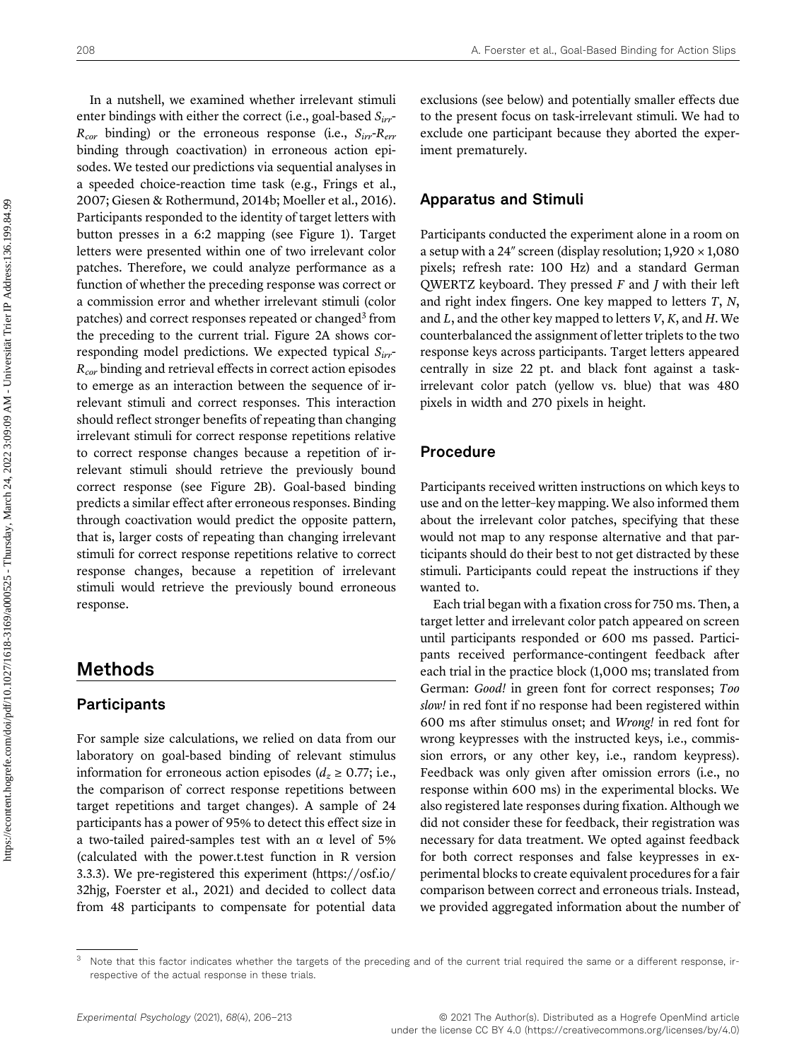In a nutshell, we examined whether irrelevant stimuli enter bindings with either the correct (i.e., goal-based $S_{irr}$-$R_{cor}$ binding) or the erroneous response (i.e., $S_{irr}$-$R_{err}$ binding through coactivation) in erroneous action episodes. We tested our predictions via sequential analyses in a speeded choice-reaction time task (e.g., Frings et al., 2007; Giesen & Rothermund, 2014b; Moeller et al., 2016). Participants responded to the identity of target letters with button presses in a 6:2 mapping (see Figure 1). Target letters were presented within one of two irrelevant color patches. Therefore, we could analyze performance as a function of whether the preceding response was correct or a commission error and whether irrelevant stimuli (color patches) and correct responses repeated or changed[3] from the preceding to the current trial. Figure 2A shows corresponding model predictions. We expected typical $S_{irr}$-$R_{cor}$ binding and retrieval effects in correct action episodes to emerge as an interaction between the sequence of irrelevant stimuli and correct responses. This interaction should reflect stronger benefits of repeating than changing irrelevant stimuli for correct response repetitions relative to correct response changes because a repetition of irrelevant stimuli should retrieve the previously bound correct response (see Figure 2B). Goal-based binding predicts a similar effect after erroneous responses. Binding through coactivation would predict the opposite pattern, that is, larger costs of repeating than changing irrelevant stimuli for correct response repetitions relative to correct response changes, because a repetition of irrelevant stimuli would retrieve the previously bound erroneous response.

## Methods

### Participants

For sample size calculations, we relied on data from our laboratory on goal-based binding of relevant stimulus information for erroneous action episodes ($d_z \geq 0.77$; i.e., the comparison of correct response repetitions between target repetitions and target changes). A sample of 24 participants has a power of 95% to detect this effect size in a two-tailed paired-samples test with an α level of 5% (calculated with the power.t.test function in R version 3.3.3). We pre-registered this experiment (https://osf.io/32hjg, Foerster et al., 2021) and decided to collect data from 48 participants to compensate for potential data exclusions (see below) and potentially smaller effects due to the present focus on task-irrelevant stimuli. We had to exclude one participant because they aborted the experiment prematurely.

### Apparatus and Stimuli

Participants conducted the experiment alone in a room on a setup with a 24″ screen (display resolution; 1,920 × 1,080 pixels; refresh rate: 100 Hz) and a standard German QWERTZ keyboard. They pressed *F* and *J* with their left and right index fingers. One key mapped to letters *T*, *N*, and *L*, and the other key mapped to letters *V*, *K*, and *H*. We counterbalanced the assignment of letter triplets to the two response keys across participants. Target letters appeared centrally in size 22 pt. and black font against a task-irrelevant color patch (yellow vs. blue) that was 480 pixels in width and 270 pixels in height.

### Procedure

Participants received written instructions on which keys to use and on the letter–key mapping. We also informed them about the irrelevant color patches, specifying that these would not map to any response alternative and that participants should do their best to not get distracted by these stimuli. Participants could repeat the instructions if they wanted to.

Each trial began with a fixation cross for 750 ms. Then, a target letter and irrelevant color patch appeared on screen until participants responded or 600 ms passed. Participants received performance-contingent feedback after each trial in the practice block (1,000 ms; translated from German: *Good!* in green font for correct responses; *Too slow!* in red font if no response had been registered within 600 ms after stimulus onset; and *Wrong!* in red font for wrong keypresses with the instructed keys, i.e., commission errors, or any other key, i.e., random keypress). Feedback was only given after omission errors (i.e., no response within 600 ms) in the experimental blocks. We also registered late responses during fixation. Although we did not consider these for feedback, their registration was necessary for data treatment. We opted against feedback for both correct responses and false keypresses in experimental blocks to create equivalent procedures for a fair comparison between correct and erroneous trials. Instead, we provided aggregated information about the number of

[3] Note that this factor indicates whether the targets of the preceding and of the current trial required the same or a different response, irrespective of the actual response in these trials.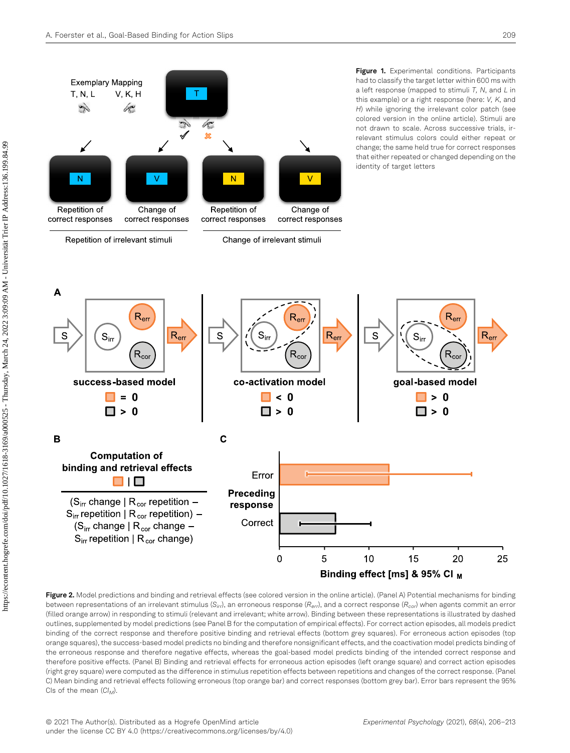Exemplary Mapping

T, N, L　　V, K, H

Repetition of correct responses | Change of correct responses | Repetition of correct responses | Change of correct responses

Repetition of irrelevant stimuli | Change of irrelevant stimuli

**Figure 1.** Experimental conditions. Participants had to classify the target letter within 600 ms with a left response (mapped to stimuli *T*, *N*, and *L* in this example) or a right response (here: *V*, *K*, and *H*) while ignoring the irrelevant color patch (see colored version in the online article). Stimuli are not drawn to scale. Across successive trials, irrelevant stimulus colors could either repeat or change; the same held true for correct responses that either repeated or changed depending on the identity of target letters

**A**

success-based model: orange = 0; grey > 0

co-activation model: orange < 0; grey > 0

goal-based model: orange > 0; grey > 0

**B**

**Computation of binding and retrieval effects**

($S_{irr}$ change | $R_{cor}$ repetition – $S_{irr}$ repetition | $R_{cor}$ repetition) – ($S_{irr}$ change | $R_{cor}$ change – $S_{irr}$ repetition | $R_{cor}$ change)

**C**

Preceding response: Error, Correct

Binding effect [ms] & 95% $CI_M$

**Figure 2.** Model predictions and binding and retrieval effects (see colored version in the online article). (Panel A) Potential mechanisms for binding between representations of an irrelevant stimulus ($S_{irr}$), an erroneous response ($R_{err}$), and a correct response ($R_{cor}$) when agents commit an error (filled orange arrow) in responding to stimuli (relevant and irrelevant; white arrow). Binding between these representations is illustrated by dashed outlines, supplemented by model predictions (see Panel B for the computation of empirical effects). For correct action episodes, all models predict binding of the correct response and therefore positive binding and retrieval effects (bottom grey squares). For erroneous action episodes (top orange squares), the success-based model predicts no binding and therefore nonsignificant effects, and the coactivation model predicts binding of the erroneous response and therefore negative effects, whereas the goal-based model predicts binding of the intended correct response and therefore positive effects. (Panel B) Binding and retrieval effects for erroneous action episodes (left orange square) and correct action episodes (right grey square) were computed as the difference in stimulus repetition effects between repetitions and changes of the correct response. (Panel C) Mean binding and retrieval effects following erroneous (top orange bar) and correct responses (bottom grey bar). Error bars represent the 95% CIs of the mean ($CI_M$).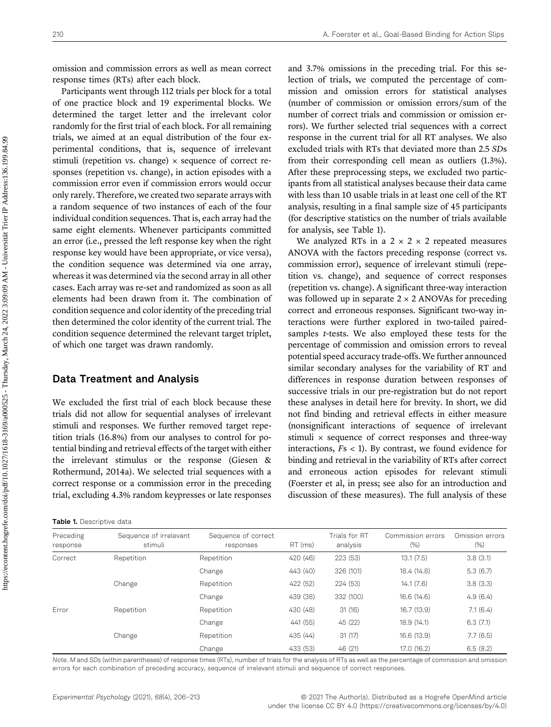omission and commission errors as well as mean correct response times (RTs) after each block.

Participants went through 112 trials per block for a total of one practice block and 19 experimental blocks. We determined the target letter and the irrelevant color randomly for the first trial of each block. For all remaining trials, we aimed at an equal distribution of the four experimental conditions, that is, sequence of irrelevant stimuli (repetition vs. change) × sequence of correct responses (repetition vs. change), in action episodes with a commission error even if commission errors would occur only rarely. Therefore, we created two separate arrays with a random sequence of two instances of each of the four individual condition sequences. That is, each array had the same eight elements. Whenever participants committed an error (i.e., pressed the left response key when the right response key would have been appropriate, or vice versa), the condition sequence was determined via one array, whereas it was determined via the second array in all other cases. Each array was re-set and randomized as soon as all elements had been drawn from it. The combination of condition sequence and color identity of the preceding trial then determined the color identity of the current trial. The condition sequence determined the relevant target triplet, of which one target was drawn randomly.

## Data Treatment and Analysis

We excluded the first trial of each block because these trials did not allow for sequential analyses of irrelevant stimuli and responses. We further removed target repetition trials (16.8%) from our analyses to control for potential binding and retrieval effects of the target with either the irrelevant stimulus or the response (Giesen & Rothermund, 2014a). We selected trial sequences with a correct response or a commission error in the preceding trial, excluding 4.3% random keypresses or late responses and 3.7% omissions in the preceding trial. For this selection of trials, we computed the percentage of commission and omission errors for statistical analyses (number of commission or omission errors/sum of the number of correct trials and commission or omission errors). We further selected trial sequences with a correct response in the current trial for all RT analyses. We also excluded trials with RTs that deviated more than 2.5 *SD*s from their corresponding cell mean as outliers (1.3%). After these preprocessing steps, we excluded two participants from all statistical analyses because their data came with less than 10 usable trials in at least one cell of the RT analysis, resulting in a final sample size of 45 participants (for descriptive statistics on the number of trials available for analysis, see Table 1).

We analyzed RTs in a 2 × 2 × 2 repeated measures ANOVA with the factors preceding response (correct vs. commission error), sequence of irrelevant stimuli (repetition vs. change), and sequence of correct responses (repetition vs. change). A significant three-way interaction was followed up in separate 2 × 2 ANOVAs for preceding correct and erroneous responses. Significant two-way interactions were further explored in two-tailed paired-samples *t*-tests. We also employed these tests for the percentage of commission and omission errors to reveal potential speed accuracy trade-offs. We further announced similar secondary analyses for the variability of RT and differences in response duration between responses of successive trials in our pre-registration but do not report these analyses in detail here for brevity. In short, we did not find binding and retrieval effects in either measure (nonsignificant interactions of sequence of irrelevant stimuli × sequence of correct responses and three-way interactions, $F$s < 1). By contrast, we found evidence for binding and retrieval in the variability of RTs after correct and erroneous action episodes for relevant stimuli (Foerster et al, in press; see also for an introduction and discussion of these measures). The full analysis of these

**Table 1.** Descriptive data

| Preceding response | Sequence of irrelevant stimuli | Sequence of correct responses | RT (ms) | Trials for RT analysis | Commission errors (%) | Omission errors (%) |
|---|---|---|---|---|---|---|
| Correct | Repetition | Repetition | 420 (46) | 223 (53) | 13.1 (7.5) | 3.8 (3.1) |
| | | Change | 443 (40) | 326 (101) | 18.4 (14.8) | 5.3 (6.7) |
| | Change | Repetition | 422 (52) | 224 (53) | 14.1 (7.6) | 3.8 (3.3) |
| | | Change | 439 (38) | 332 (100) | 16.6 (14.6) | 4.9 (6.4) |
| Error | Repetition | Repetition | 430 (48) | 31 (16) | 16.7 (13.9) | 7.1 (6.4) |
| | | Change | 441 (55) | 45 (22) | 18.9 (14.1) | 6.3 (7.1) |
| | Change | Repetition | 435 (44) | 31 (17) | 16.6 (13.9) | 7.7 (6.5) |
| | | Change | 433 (53) | 46 (21) | 17.0 (16.2) | 6.5 (8.2) |

*Note. M* and *SD*s (within parentheses) of response times (RTs), number of trials for the analysis of RTs as well as the percentage of commission and omission errors for each combination of preceding accuracy, sequence of irrelevant stimuli and sequence of correct responses.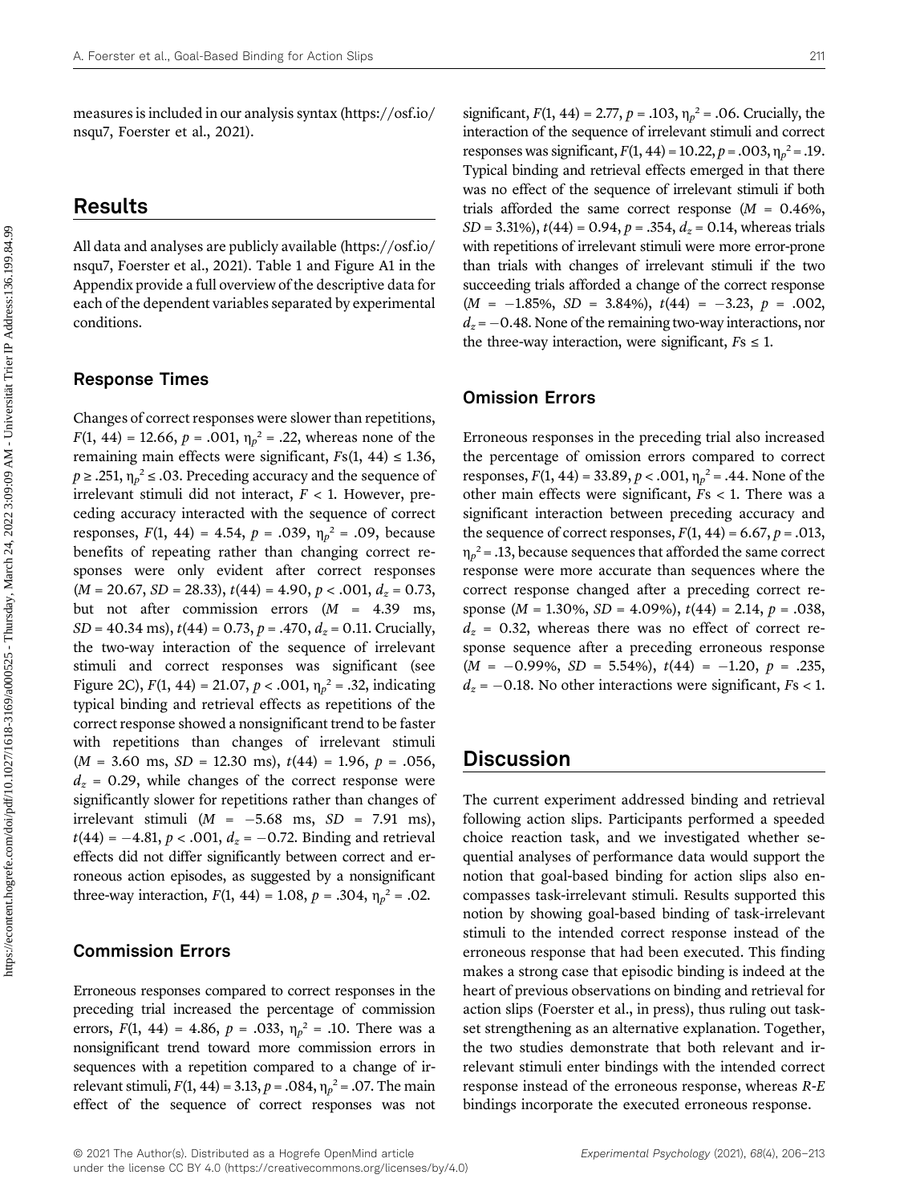measures is included in our analysis syntax (https://osf.io/nsqu7, Foerster et al., 2021).

## Results

All data and analyses are publicly available (https://osf.io/nsqu7, Foerster et al., 2021). Table 1 and Figure A1 in the Appendix provide a full overview of the descriptive data for each of the dependent variables separated by experimental conditions.

### Response Times

Changes of correct responses were slower than repetitions, $F(1, 44) = 12.66$, $p = .001$, $\eta_p^2 = .22$, whereas none of the remaining main effects were significant, $Fs(1, 44) \leq 1.36$, $p \geq .251$, $\eta_p^2 \leq .03$. Preceding accuracy and the sequence of irrelevant stimuli did not interact, $F < 1$. However, preceding accuracy interacted with the sequence of correct responses, $F(1, 44) = 4.54$, $p = .039$, $\eta_p^2 = .09$, because benefits of repeating rather than changing correct responses were only evident after correct responses ($M = 20.67$, $SD = 28.33$), $t(44) = 4.90$, $p < .001$, $d_z = 0.73$, but not after commission errors ($M = 4.39$ ms, $SD = 40.34$ ms), $t(44) = 0.73$, $p = .470$, $d_z = 0.11$. Crucially, the two-way interaction of the sequence of irrelevant stimuli and correct responses was significant (see Figure 2C), $F(1, 44) = 21.07$, $p < .001$, $\eta_p^2 = .32$, indicating typical binding and retrieval effects as repetitions of the correct response showed a nonsignificant trend to be faster with repetitions than changes of irrelevant stimuli ($M = 3.60$ ms, $SD = 12.30$ ms), $t(44) = 1.96$, $p = .056$, $d_z = 0.29$, while changes of the correct response were significantly slower for repetitions rather than changes of irrelevant stimuli ($M = -5.68$ ms, $SD = 7.91$ ms), $t(44) = -4.81$, $p < .001$, $d_z = -0.72$. Binding and retrieval effects did not differ significantly between correct and erroneous action episodes, as suggested by a nonsignificant three-way interaction, $F(1, 44) = 1.08$, $p = .304$, $\eta_p^2 = .02$.

### Commission Errors

Erroneous responses compared to correct responses in the preceding trial increased the percentage of commission errors, $F(1, 44) = 4.86$, $p = .033$, $\eta_p^2 = .10$. There was a nonsignificant trend toward more commission errors in sequences with a repetition compared to a change of irrelevant stimuli, $F(1, 44) = 3.13$, $p = .084$, $\eta_p^2 = .07$. The main effect of the sequence of correct responses was not significant, $F(1, 44) = 2.77$, $p = .103$, $\eta_p^2 = .06$. Crucially, the interaction of the sequence of irrelevant stimuli and correct responses was significant, $F(1, 44) = 10.22$, $p = .003$, $\eta_p^2 = .19$. Typical binding and retrieval effects emerged in that there was no effect of the sequence of irrelevant stimuli if both trials afforded the same correct response ($M = 0.46\%$, $SD = 3.31\%$), $t(44) = 0.94$, $p = .354$, $d_z = 0.14$, whereas trials with repetitions of irrelevant stimuli were more error-prone than trials with changes of irrelevant stimuli if the two succeeding trials afforded a change of the correct response ($M = -1.85\%$, $SD = 3.84\%$), $t(44) = -3.23$, $p = .002$, $d_z = -0.48$. None of the remaining two-way interactions, nor the three-way interaction, were significant, $Fs \leq 1$.

### Omission Errors

Erroneous responses in the preceding trial also increased the percentage of omission errors compared to correct responses, $F(1, 44) = 33.89$, $p < .001$, $\eta_p^2 = .44$. None of the other main effects were significant, $Fs < 1$. There was a significant interaction between preceding accuracy and the sequence of correct responses, $F(1, 44) = 6.67$, $p = .013$, $\eta_p^2 = .13$, because sequences that afforded the same correct response were more accurate than sequences where the correct response changed after a preceding correct response ($M = 1.30\%$, $SD = 4.09\%$), $t(44) = 2.14$, $p = .038$, $d_z = 0.32$, whereas there was no effect of correct response sequence after a preceding erroneous response ($M = -0.99\%$, $SD = 5.54\%$), $t(44) = -1.20$, $p = .235$, $d_z = -0.18$. No other interactions were significant, $Fs < 1$.

## Discussion

The current experiment addressed binding and retrieval following action slips. Participants performed a speeded choice reaction task, and we investigated whether sequential analyses of performance data would support the notion that goal-based binding for action slips also encompasses task-irrelevant stimuli. Results supported this notion by showing goal-based binding of task-irrelevant stimuli to the intended correct response instead of the erroneous response that had been executed. This finding makes a strong case that episodic binding is indeed at the heart of previous observations on binding and retrieval for action slips (Foerster et al., in press), thus ruling out task-set strengthening as an alternative explanation. Together, the two studies demonstrate that both relevant and irrelevant stimuli enter bindings with the intended correct response instead of the erroneous response, whereas *R-E* bindings incorporate the executed erroneous response.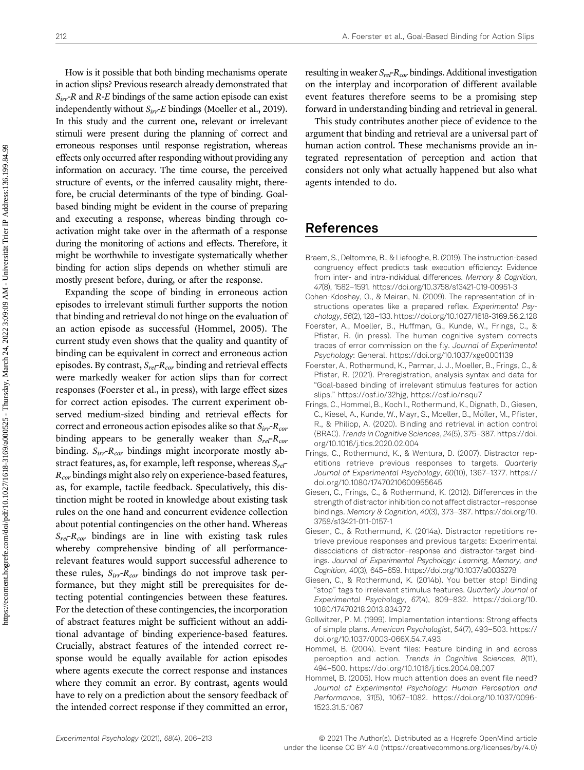How is it possible that both binding mechanisms operate in action slips? Previous research already demonstrated that $S_{irr}$-$R$ and $R$-$E$ bindings of the same action episode can exist independently without $S_{irr}$-$E$ bindings (Moeller et al., 2019). In this study and the current one, relevant or irrelevant stimuli were present during the planning of correct and erroneous responses until response registration, whereas effects only occurred after responding without providing any information on accuracy. The time course, the perceived structure of events, or the inferred causality might, therefore, be crucial determinants of the type of binding. Goal-based binding might be evident in the course of preparing and executing a response, whereas binding through co-activation might take over in the aftermath of a response during the monitoring of actions and effects. Therefore, it might be worthwhile to investigate systematically whether binding for action slips depends on whether stimuli are mostly present before, during, or after the response.

Expanding the scope of binding in erroneous action episodes to irrelevant stimuli further supports the notion that binding and retrieval do not hinge on the evaluation of an action episode as successful (Hommel, 2005). The current study even shows that the quality and quantity of binding can be equivalent in correct and erroneous action episodes. By contrast, $S_{rel}$-$R_{cor}$ binding and retrieval effects were markedly weaker for action slips than for correct responses (Foerster et al., in press), with large effect sizes for correct action episodes. The current experiment observed medium-sized binding and retrieval effects for correct and erroneous action episodes alike so that $S_{irr}$-$R_{cor}$ binding appears to be generally weaker than $S_{rel}$-$R_{cor}$ binding. $S_{irr}$-$R_{cor}$ bindings might incorporate mostly abstract features, as, for example, left response, whereas $S_{rel}$-$R_{cor}$ bindings might also rely on experience-based features, as, for example, tactile feedback. Speculatively, this distinction might be rooted in knowledge about existing task rules on the one hand and concurrent evidence collection about potential contingencies on the other hand. Whereas $S_{rel}$-$R_{cor}$ bindings are in line with existing task rules whereby comprehensive binding of all performance-relevant features would support successful adherence to these rules, $S_{irr}$-$R_{cor}$ bindings do not improve task performance, but they might still be prerequisites for detecting potential contingencies between these features. For the detection of these contingencies, the incorporation of abstract features might be sufficient without an additional advantage of binding experience-based features. Crucially, abstract features of the intended correct response would be equally available for action episodes where agents execute the correct response and instances where they commit an error. By contrast, agents would have to rely on a prediction about the sensory feedback of the intended correct response if they committed an error, resulting in weaker $S_{rel}$-$R_{cor}$ bindings. Additional investigation on the interplay and incorporation of different available event features therefore seems to be a promising step forward in understanding binding and retrieval in general.

This study contributes another piece of evidence to the argument that binding and retrieval are a universal part of human action control. These mechanisms provide an integrated representation of perception and action that considers not only what actually happened but also what agents intended to do.

## References

Braem, S., Deltomme, B., & Liefooghe, B. (2019). The instruction-based congruency effect predicts task execution efficiency: Evidence from inter- and intra-individual differences. *Memory & Cognition*, *47*(8), 1582–1591. https://doi.org/10.3758/s13421-019-00951-3

Cohen-Kdoshay, O., & Meiran, N. (2009). The representation of instructions operates like a prepared reflex. *Experimental Psychology*, *56*(2), 128–133. https://doi.org/10.1027/1618-3169.56.2.128

Foerster, A., Moeller, B., Huffman, G., Kunde, W., Frings, C., & Pfister, R. (in press). The human cognitive system corrects traces of error commission on the fly. *Journal of Experimental Psychology*: General. https://doi.org/10.1037/xge0001139

Foerster, A., Rothermund, K., Parmar, J. J., Moeller, B., Frings, C., & Pfister, R. (2021). Preregistration, analysis syntax and data for "Goal-based binding of irrelevant stimulus features for action slips." https://osf.io/32hjg, https://osf.io/nsqu7

Frings, C., Hommel, B., Koch I., Rothermund, K., Dignath, D., Giesen, C., Kiesel, A., Kunde, W., Mayr, S., Moeller, B., Möller, M., Pfister, R., & Philipp, A. (2020). Binding and retrieval in action control (BRAC). *Trends in Cognitive Sciences*, *24*(5), 375–387. https://doi.org/10.1016/j.tics.2020.02.004

Frings, C., Rothermund, K., & Wentura, D. (2007). Distractor repetitions retrieve previous responses to targets. *Quarterly Journal of Experimental Psychology*, *60*(10), 1367–1377. https://doi.org/10.1080/17470210600955645

Giesen, C., Frings, C., & Rothermund, K. (2012). Differences in the strength of distractor inhibition do not affect distractor–response bindings. *Memory & Cognition*, *40*(3), 373–387. https://doi.org/10.3758/s13421-011-0157-1

Giesen, C., & Rothermund, K. (2014a). Distractor repetitions retrieve previous responses and previous targets: Experimental dissociations of distractor–response and distractor-target bindings. *Journal of Experimental Psychology: Learning, Memory, and Cognition*, *40*(3), 645–659. https://doi.org/10.1037/a0035278

Giesen, C., & Rothermund, K. (2014b). You better stop! Binding "stop" tags to irrelevant stimulus features. *Quarterly Journal of Experimental Psychology*, *67*(4), 809–832. https://doi.org/10.1080/17470218.2013.834372

Gollwitzer, P. M. (1999). Implementation intentions: Strong effects of simple plans. *American Psychologist*, *54*(7), 493–503. https://doi.org/10.1037/0003-066X.54.7.493

Hommel, B. (2004). Event files: Feature binding in and across perception and action. *Trends in Cognitive Sciences*, *8*(11), 494–500. https://doi.org/10.1016/j.tics.2004.08.007

Hommel, B. (2005). How much attention does an event file need? *Journal of Experimental Psychology: Human Perception and Performance*, *31*(5), 1067–1082. https://doi.org/10.1037/0096-1523.31.5.1067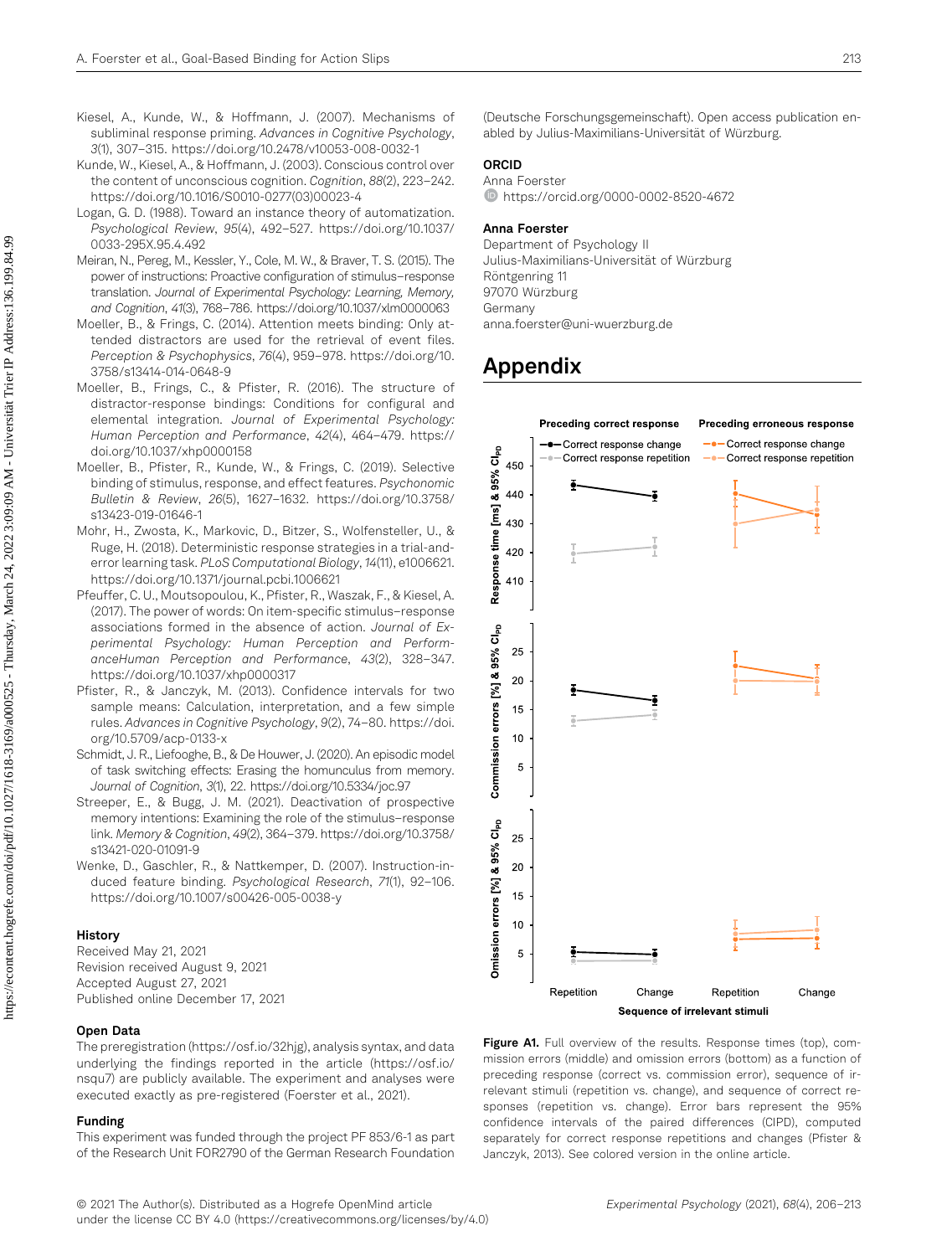Kiesel, A., Kunde, W., & Hoffmann, J. (2007). Mechanisms of subliminal response priming. *Advances in Cognitive Psychology*, *3*(1), 307–315. https://doi.org/10.2478/v10053-008-0032-1

Kunde, W., Kiesel, A., & Hoffmann, J. (2003). Conscious control over the content of unconscious cognition. *Cognition*, *88*(2), 223–242. https://doi.org/10.1016/S0010-0277(03)00023-4

Logan, G. D. (1988). Toward an instance theory of automatization. *Psychological Review*, *95*(4), 492–527. https://doi.org/10.1037/0033-295X.95.4.492

Meiran, N., Pereg, M., Kessler, Y., Cole, M. W., & Braver, T. S. (2015). The power of instructions: Proactive configuration of stimulus–response translation. *Journal of Experimental Psychology: Learning, Memory, and Cognition*, *41*(3), 768–786. https://doi.org/10.1037/xlm0000063

Moeller, B., & Frings, C. (2014). Attention meets binding: Only attended distractors are used for the retrieval of event files. *Perception & Psychophysics*, *76*(4), 959–978. https://doi.org/10.3758/s13414-014-0648-9

Moeller, B., Frings, C., & Pfister, R. (2016). The structure of distractor-response bindings: Conditions for configural and elemental integration. *Journal of Experimental Psychology: Human Perception and Performance*, *42*(4), 464–479. https://doi.org/10.1037/xhp0000158

Moeller, B., Pfister, R., Kunde, W., & Frings, C. (2019). Selective binding of stimulus, response, and effect features. *Psychonomic Bulletin & Review*, *26*(5), 1627–1632. https://doi.org/10.3758/s13423-019-01646-1

Mohr, H., Zwosta, K., Markovic, D., Bitzer, S., Wolfensteller, U., & Ruge, H. (2018). Deterministic response strategies in a trial-and-error learning task. *PLoS Computational Biology*, *14*(11), e1006621. https://doi.org/10.1371/journal.pcbi.1006621

Pfeuffer, C. U., Moutsopoulou, K., Pfister, R., Waszak, F., & Kiesel, A. (2017). The power of words: On item-specific stimulus–response associations formed in the absence of action. *Journal of Experimental Psychology: Human Perception and PerformanceHuman Perception and Performance*, *43*(2), 328–347. https://doi.org/10.1037/xhp0000317

Pfister, R., & Janczyk, M. (2013). Confidence intervals for two sample means: Calculation, interpretation, and a few simple rules. *Advances in Cognitive Psychology*, *9*(2), 74–80. https://doi.org/10.5709/acp-0133-x

Schmidt, J. R., Liefooghe, B., & De Houwer, J. (2020). An episodic model of task switching effects: Erasing the homunculus from memory. *Journal of Cognition*, *3*(1), 22. https://doi.org/10.5334/joc.97

Streeper, E., & Bugg, J. M. (2021). Deactivation of prospective memory intentions: Examining the role of the stimulus–response link. *Memory & Cognition*, *49*(2), 364–379. https://doi.org/10.3758/s13421-020-01091-9

Wenke, D., Gaschler, R., & Nattkemper, D. (2007). Instruction-induced feature binding. *Psychological Research*, *71*(1), 92–106. https://doi.org/10.1007/s00426-005-0038-y

### History

Received May 21, 2021
Revision received August 9, 2021
Accepted August 27, 2021
Published online December 17, 2021

### Open Data

The preregistration (https://osf.io/32hjg), analysis syntax, and data underlying the findings reported in the article (https://osf.io/nsqu7) are publicly available. The experiment and analyses were executed exactly as pre-registered (Foerster et al., 2021).

### Funding

This experiment was funded through the project PF 853/6-1 as part of the Research Unit FOR2790 of the German Research Foundation (Deutsche Forschungsgemeinschaft). Open access publication enabled by Julius-Maximilians-Universität of Würzburg.

### ORCID

Anna Foerster
https://orcid.org/0000-0002-8520-4672

### Anna Foerster

Department of Psychology II
Julius-Maximilians-Universität of Würzburg
Röntgenring 11
97070 Würzburg
Germany
anna.foerster@uni-wuerzburg.de

# Appendix

Preceding correct response
Preceding erroneous response
Correct response change
Correct response repetition
Correct response change
Correct response repetition
Response time [ms] & 95% $CI_{PD}$
450
440
430
420
410
Commission errors [%] & 95% $CI_{PD}$
25
20
15
10
5
Omission errors [%] & 95% $CI_{PD}$
25
20
15
10
5
Repetition
Change
Repetition
Change
Sequence of irrelevant stimuli

**Figure A1.** Full overview of the results. Response times (top), commission errors (middle) and omission errors (bottom) as a function of preceding response (correct vs. commission error), sequence of irrelevant stimuli (repetition vs. change), and sequence of correct responses (repetition vs. change). Error bars represent the 95% confidence intervals of the paired differences (CIPD), computed separately for correct response repetitions and changes (Pfister & Janczyk, 2013). See colored version in the online article.